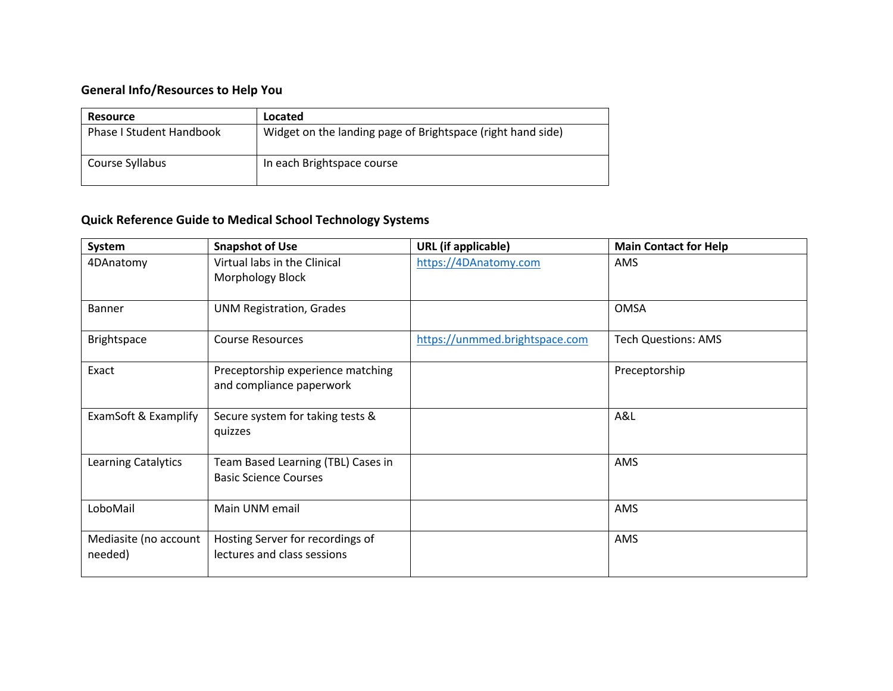### General Info/Resources to Help You

| Resource | Located |
| --- | --- |
| Phase I Student Handbook | Widget on the landing page of Brightspace (right hand side) |
| Course Syllabus | In each Brightspace course |

### Quick Reference Guide to Medical School Technology Systems

| System | Snapshot of Use | URL (if applicable) | Main Contact for Help |
| --- | --- | --- | --- |
| 4DAnatomy | Virtual labs in the Clinical Morphology Block | https://4DAnatomy.com | AMS |
| Banner | UNM Registration, Grades | | OMSA |
| Brightspace | Course Resources | https://unmmed.brightspace.com | Tech Questions: AMS |
| Exact | Preceptorship experience matching and compliance paperwork | | Preceptorship |
| ExamSoft & Examplify | Secure system for taking tests & quizzes | | A&L |
| Learning Catalytics | Team Based Learning (TBL) Cases in Basic Science Courses | | AMS |
| LoboMail | Main UNM email | | AMS |
| Mediasite (no account needed) | Hosting Server for recordings of lectures and class sessions | | AMS |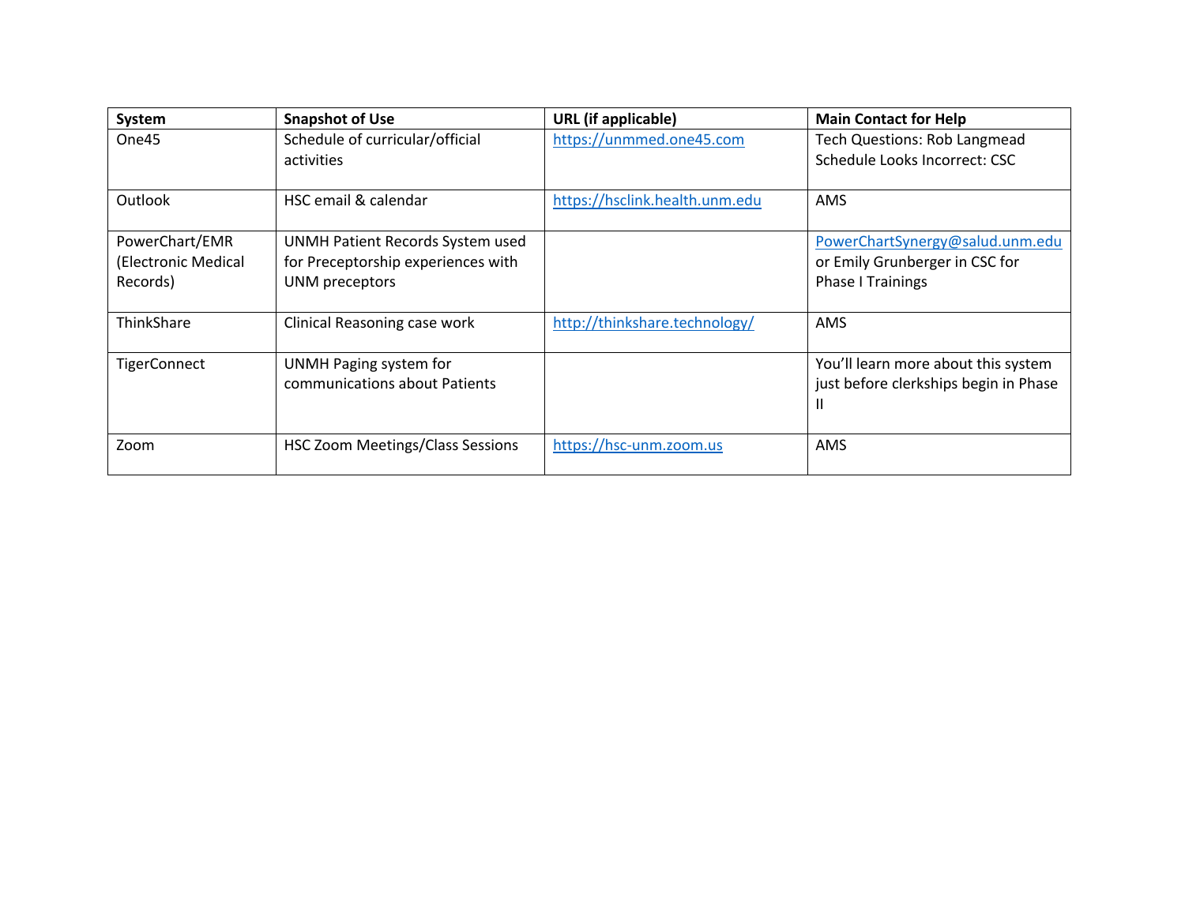| System | Snapshot of Use | URL (if applicable) | Main Contact for Help |
|---|---|---|---|
| One45 | Schedule of curricular/official activities | https://unmmed.one45.com | Tech Questions: Rob Langmead<br>Schedule Looks Incorrect: CSC |
| Outlook | HSC email & calendar | https://hsclink.health.unm.edu | AMS |
| PowerChart/EMR (Electronic Medical Records) | UNMH Patient Records System used for Preceptorship experiences with UNM preceptors | | PowerChartSynergy@salud.unm.edu or Emily Grunberger in CSC for Phase I Trainings |
| ThinkShare | Clinical Reasoning case work | http://thinkshare.technology/ | AMS |
| TigerConnect | UNMH Paging system for communications about Patients | | You'll learn more about this system just before clerkships begin in Phase II |
| Zoom | HSC Zoom Meetings/Class Sessions | https://hsc-unm.zoom.us | AMS |